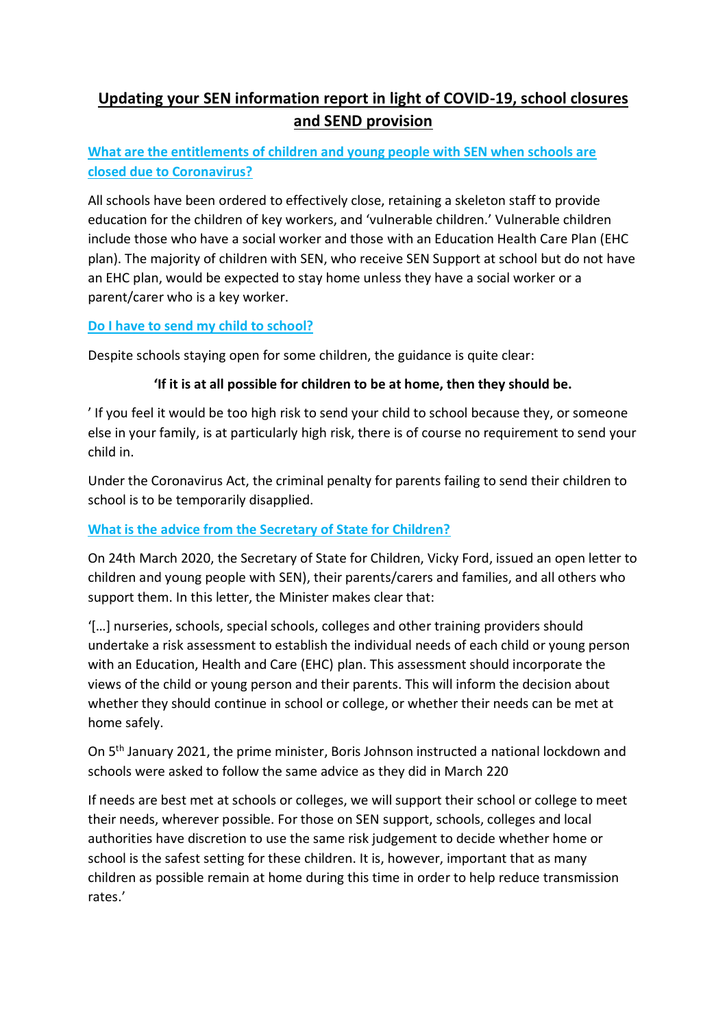# Updating your SEN information report in light of COVID-19, school closures and SEND provision

## What are the entitlements of children and young people with SEN when schools are closed due to Coronavirus?

All schools have been ordered to effectively close, retaining a skeleton staff to provide education for the children of key workers, and 'vulnerable children.' Vulnerable children include those who have a social worker and those with an Education Health Care Plan (EHC plan). The majority of children with SEN, who receive SEN Support at school but do not have an EHC plan, would be expected to stay home unless they have a social worker or a parent/carer who is a key worker.

## Do I have to send my child to school?

Despite schools staying open for some children, the guidance is quite clear:

**'If it is at all possible for children to be at home, then they should be.**

' If you feel it would be too high risk to send your child to school because they, or someone else in your family, is at particularly high risk, there is of course no requirement to send your child in.

Under the Coronavirus Act, the criminal penalty for parents failing to send their children to school is to be temporarily disapplied.

## What is the advice from the Secretary of State for Children?

On 24th March 2020, the Secretary of State for Children, Vicky Ford, issued an open letter to children and young people with SEN), their parents/carers and families, and all others who support them. In this letter, the Minister makes clear that:

'[…] nurseries, schools, special schools, colleges and other training providers should undertake a risk assessment to establish the individual needs of each child or young person with an Education, Health and Care (EHC) plan. This assessment should incorporate the views of the child or young person and their parents. This will inform the decision about whether they should continue in school or college, or whether their needs can be met at home safely.

On 5th January 2021, the prime minister, Boris Johnson instructed a national lockdown and schools were asked to follow the same advice as they did in March 220

If needs are best met at schools or colleges, we will support their school or college to meet their needs, wherever possible. For those on SEN support, schools, colleges and local authorities have discretion to use the same risk judgement to decide whether home or school is the safest setting for these children. It is, however, important that as many children as possible remain at home during this time in order to help reduce transmission rates.'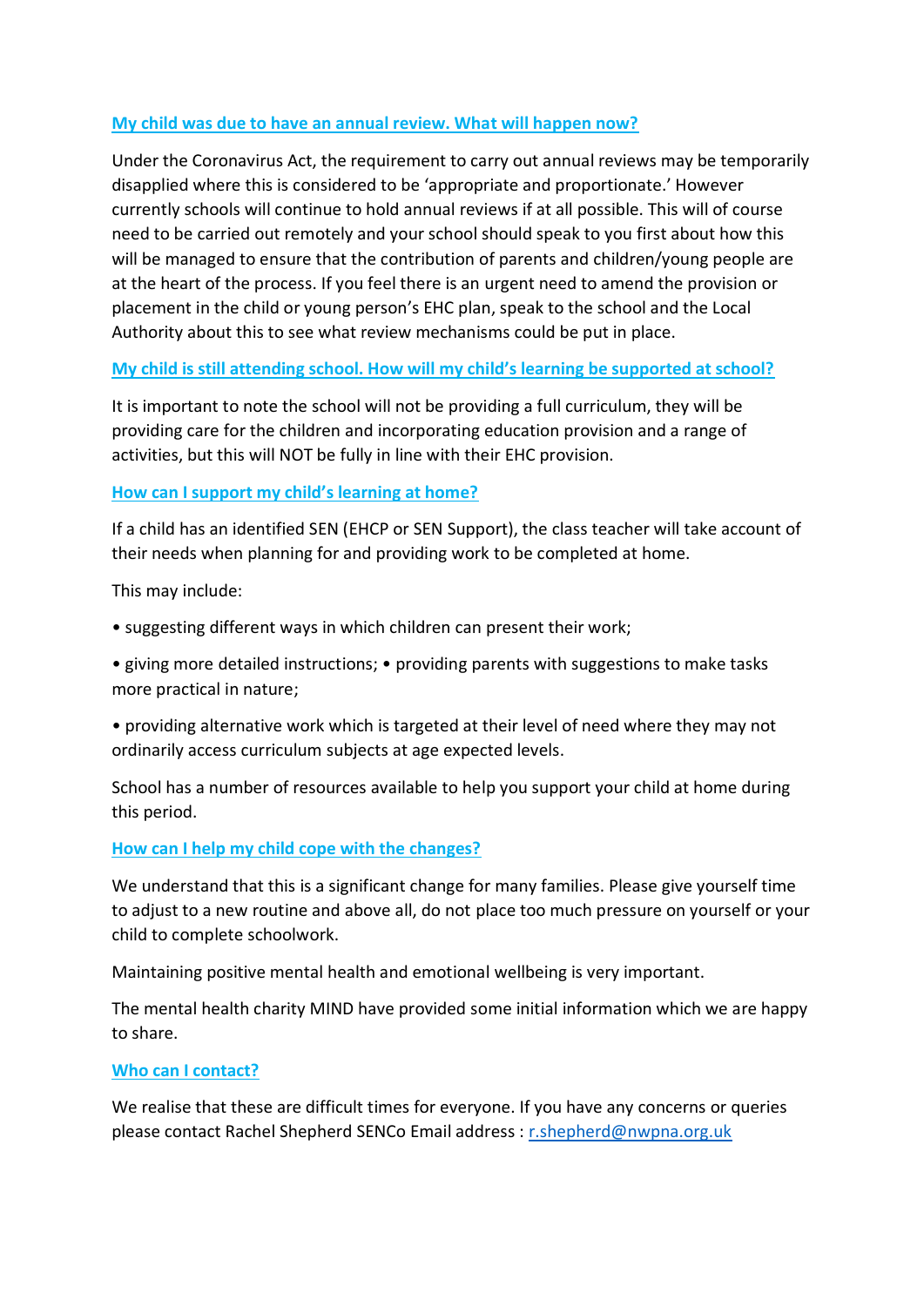## [My child was due to have an annual review. What will happen now?]

Under the Coronavirus Act, the requirement to carry out annual reviews may be temporarily disapplied where this is considered to be 'appropriate and proportionate.' However currently schools will continue to hold annual reviews if at all possible. This will of course need to be carried out remotely and your school should speak to you first about how this will be managed to ensure that the contribution of parents and children/young people are at the heart of the process. If you feel there is an urgent need to amend the provision or placement in the child or young person's EHC plan, speak to the school and the Local Authority about this to see what review mechanisms could be put in place.

## [My child is still attending school. How will my child's learning be supported at school?]

It is important to note the school will not be providing a full curriculum, they will be providing care for the children and incorporating education provision and a range of activities, but this will NOT be fully in line with their EHC provision.

## [How can I support my child's learning at home?]

If a child has an identified SEN (EHCP or SEN Support), the class teacher will take account of their needs when planning for and providing work to be completed at home.

This may include:

- suggesting different ways in which children can present their work;
- giving more detailed instructions;
- providing parents with suggestions to make tasks more practical in nature;
- providing alternative work which is targeted at their level of need where they may not ordinarily access curriculum subjects at age expected levels.

School has a number of resources available to help you support your child at home during this period.

## [How can I help my child cope with the changes?]

We understand that this is a significant change for many families. Please give yourself time to adjust to a new routine and above all, do not place too much pressure on yourself or your child to complete schoolwork.

Maintaining positive mental health and emotional wellbeing is very important.

The mental health charity MIND have provided some initial information which we are happy to share.

## [Who can I contact?]

We realise that these are difficult times for everyone. If you have any concerns or queries please contact Rachel Shepherd SENCo Email address : r.shepherd@nwpna.org.uk